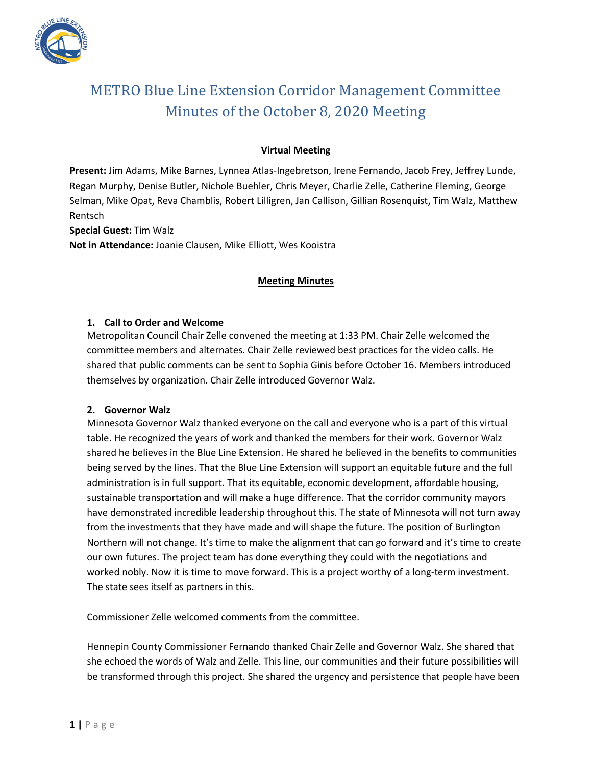# METRO Blue Line Extension Corridor Management Committee
# Minutes of the October 8, 2020 Meeting

**Virtual Meeting**

**Present:** Jim Adams, Mike Barnes, Lynnea Atlas-Ingebretson, Irene Fernando, Jacob Frey, Jeffrey Lunde, Regan Murphy, Denise Butler, Nichole Buehler, Chris Meyer, Charlie Zelle, Catherine Fleming, George Selman, Mike Opat, Reva Chamblis, Robert Lilligren, Jan Callison, Gillian Rosenquist, Tim Walz, Matthew Rentsch
**Special Guest:** Tim Walz
**Not in Attendance:** Joanie Clausen, Mike Elliott, Wes Kooistra

## Meeting Minutes

### 1. Call to Order and Welcome

Metropolitan Council Chair Zelle convened the meeting at 1:33 PM. Chair Zelle welcomed the committee members and alternates. Chair Zelle reviewed best practices for the video calls. He shared that public comments can be sent to Sophia Ginis before October 16. Members introduced themselves by organization. Chair Zelle introduced Governor Walz.

### 2. Governor Walz

Minnesota Governor Walz thanked everyone on the call and everyone who is a part of this virtual table. He recognized the years of work and thanked the members for their work. Governor Walz shared he believes in the Blue Line Extension. He shared he believed in the benefits to communities being served by the lines. That the Blue Line Extension will support an equitable future and the full administration is in full support. That its equitable, economic development, affordable housing, sustainable transportation and will make a huge difference. That the corridor community mayors have demonstrated incredible leadership throughout this. The state of Minnesota will not turn away from the investments that they have made and will shape the future. The position of Burlington Northern will not change. It's time to make the alignment that can go forward and it's time to create our own futures. The project team has done everything they could with the negotiations and worked nobly. Now it is time to move forward. This is a project worthy of a long-term investment. The state sees itself as partners in this.

Commissioner Zelle welcomed comments from the committee.

Hennepin County Commissioner Fernando thanked Chair Zelle and Governor Walz. She shared that she echoed the words of Walz and Zelle. This line, our communities and their future possibilities will be transformed through this project. She shared the urgency and persistence that people have been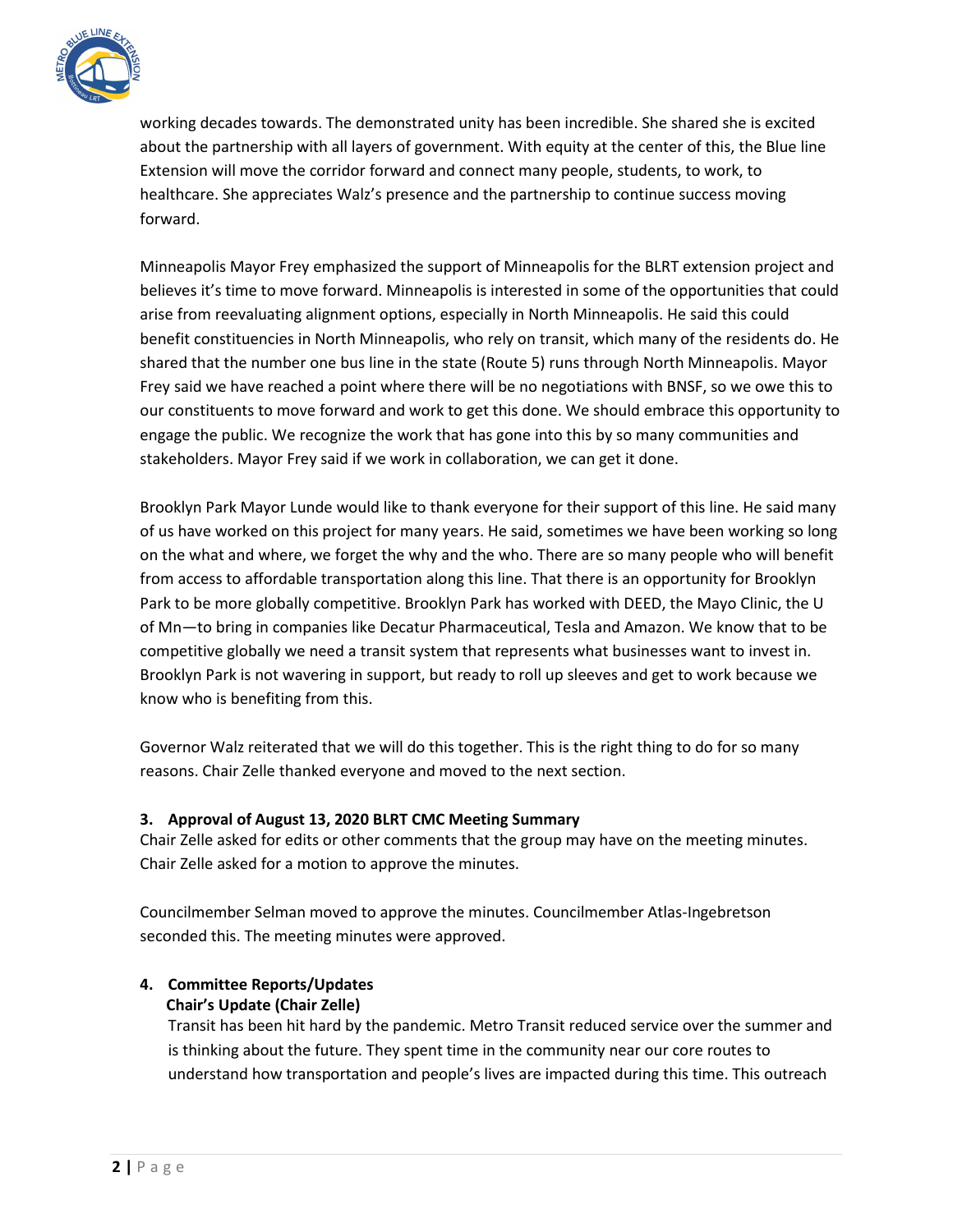working decades towards. The demonstrated unity has been incredible. She shared she is excited about the partnership with all layers of government. With equity at the center of this, the Blue line Extension will move the corridor forward and connect many people, students, to work, to healthcare. She appreciates Walz's presence and the partnership to continue success moving forward.

Minneapolis Mayor Frey emphasized the support of Minneapolis for the BLRT extension project and believes it's time to move forward. Minneapolis is interested in some of the opportunities that could arise from reevaluating alignment options, especially in North Minneapolis. He said this could benefit constituencies in North Minneapolis, who rely on transit, which many of the residents do. He shared that the number one bus line in the state (Route 5) runs through North Minneapolis. Mayor Frey said we have reached a point where there will be no negotiations with BNSF, so we owe this to our constituents to move forward and work to get this done. We should embrace this opportunity to engage the public. We recognize the work that has gone into this by so many communities and stakeholders. Mayor Frey said if we work in collaboration, we can get it done.

Brooklyn Park Mayor Lunde would like to thank everyone for their support of this line. He said many of us have worked on this project for many years. He said, sometimes we have been working so long on the what and where, we forget the why and the who. There are so many people who will benefit from access to affordable transportation along this line. That there is an opportunity for Brooklyn Park to be more globally competitive. Brooklyn Park has worked with DEED, the Mayo Clinic, the U of Mn—to bring in companies like Decatur Pharmaceutical, Tesla and Amazon. We know that to be competitive globally we need a transit system that represents what businesses want to invest in. Brooklyn Park is not wavering in support, but ready to roll up sleeves and get to work because we know who is benefiting from this.

Governor Walz reiterated that we will do this together. This is the right thing to do for so many reasons. Chair Zelle thanked everyone and moved to the next section.

### 3. Approval of August 13, 2020 BLRT CMC Meeting Summary

Chair Zelle asked for edits or other comments that the group may have on the meeting minutes. Chair Zelle asked for a motion to approve the minutes.

Councilmember Selman moved to approve the minutes. Councilmember Atlas-Ingebretson seconded this. The meeting minutes were approved.

### 4. Committee Reports/Updates

**Chair's Update (Chair Zelle)**

Transit has been hit hard by the pandemic. Metro Transit reduced service over the summer and is thinking about the future. They spent time in the community near our core routes to understand how transportation and people's lives are impacted during this time. This outreach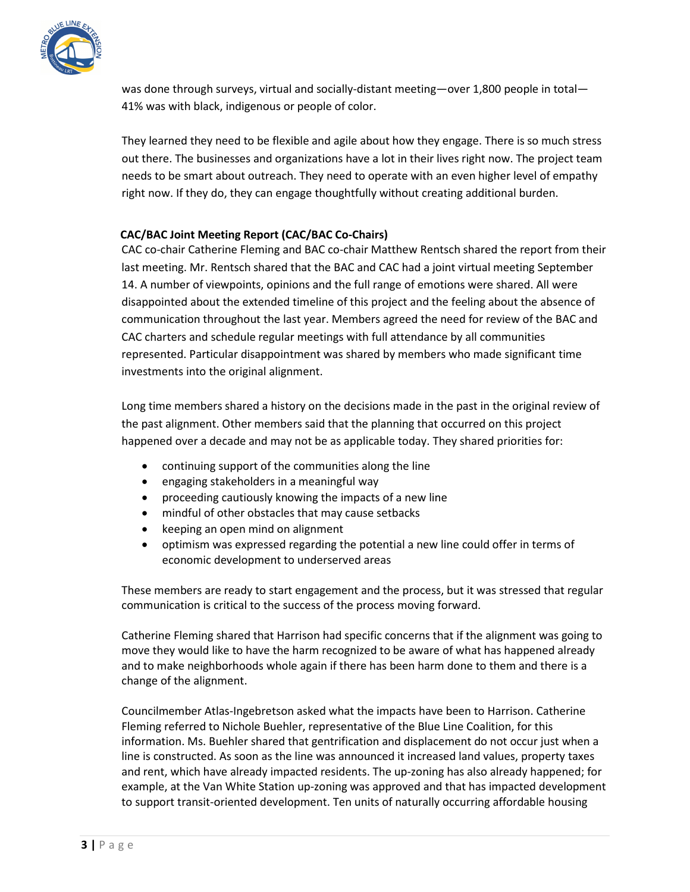was done through surveys, virtual and socially-distant meeting—over 1,800 people in total—41% was with black, indigenous or people of color.

They learned they need to be flexible and agile about how they engage. There is so much stress out there. The businesses and organizations have a lot in their lives right now. The project team needs to be smart about outreach. They need to operate with an even higher level of empathy right now. If they do, they can engage thoughtfully without creating additional burden.

**CAC/BAC Joint Meeting Report (CAC/BAC Co-Chairs)**

CAC co-chair Catherine Fleming and BAC co-chair Matthew Rentsch shared the report from their last meeting. Mr. Rentsch shared that the BAC and CAC had a joint virtual meeting September 14. A number of viewpoints, opinions and the full range of emotions were shared. All were disappointed about the extended timeline of this project and the feeling about the absence of communication throughout the last year. Members agreed the need for review of the BAC and CAC charters and schedule regular meetings with full attendance by all communities represented. Particular disappointment was shared by members who made significant time investments into the original alignment.

Long time members shared a history on the decisions made in the past in the original review of the past alignment. Other members said that the planning that occurred on this project happened over a decade and may not be as applicable today. They shared priorities for:

- continuing support of the communities along the line
- engaging stakeholders in a meaningful way
- proceeding cautiously knowing the impacts of a new line
- mindful of other obstacles that may cause setbacks
- keeping an open mind on alignment
- optimism was expressed regarding the potential a new line could offer in terms of economic development to underserved areas

These members are ready to start engagement and the process, but it was stressed that regular communication is critical to the success of the process moving forward.

Catherine Fleming shared that Harrison had specific concerns that if the alignment was going to move they would like to have the harm recognized to be aware of what has happened already and to make neighborhoods whole again if there has been harm done to them and there is a change of the alignment.

Councilmember Atlas-Ingebretson asked what the impacts have been to Harrison. Catherine Fleming referred to Nichole Buehler, representative of the Blue Line Coalition, for this information. Ms. Buehler shared that gentrification and displacement do not occur just when a line is constructed. As soon as the line was announced it increased land values, property taxes and rent, which have already impacted residents. The up-zoning has also already happened; for example, at the Van White Station up-zoning was approved and that has impacted development to support transit-oriented development. Ten units of naturally occurring affordable housing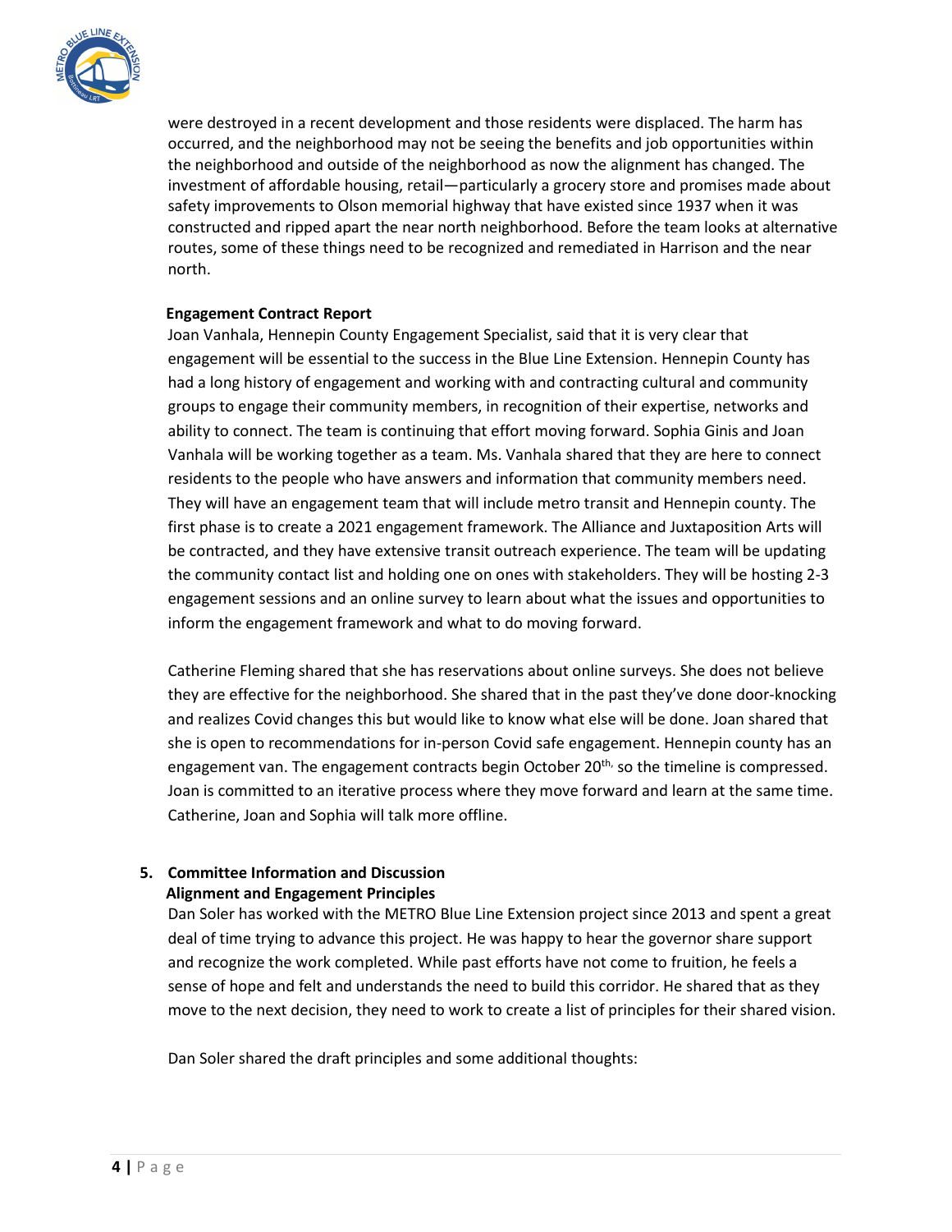were destroyed in a recent development and those residents were displaced. The harm has occurred, and the neighborhood may not be seeing the benefits and job opportunities within the neighborhood and outside of the neighborhood as now the alignment has changed. The investment of affordable housing, retail—particularly a grocery store and promises made about safety improvements to Olson memorial highway that have existed since 1937 when it was constructed and ripped apart the near north neighborhood. Before the team looks at alternative routes, some of these things need to be recognized and remediated in Harrison and the near north.

**Engagement Contract Report**

Joan Vanhala, Hennepin County Engagement Specialist, said that it is very clear that engagement will be essential to the success in the Blue Line Extension. Hennepin County has had a long history of engagement and working with and contracting cultural and community groups to engage their community members, in recognition of their expertise, networks and ability to connect. The team is continuing that effort moving forward. Sophia Ginis and Joan Vanhala will be working together as a team. Ms. Vanhala shared that they are here to connect residents to the people who have answers and information that community members need. They will have an engagement team that will include metro transit and Hennepin county. The first phase is to create a 2021 engagement framework. The Alliance and Juxtaposition Arts will be contracted, and they have extensive transit outreach experience. The team will be updating the community contact list and holding one on ones with stakeholders. They will be hosting 2-3 engagement sessions and an online survey to learn about what the issues and opportunities to inform the engagement framework and what to do moving forward.

Catherine Fleming shared that she has reservations about online surveys. She does not believe they are effective for the neighborhood. She shared that in the past they've done door-knocking and realizes Covid changes this but would like to know what else will be done. Joan shared that she is open to recommendations for in-person Covid safe engagement. Hennepin county has an engagement van. The engagement contracts begin October 20th, so the timeline is compressed. Joan is committed to an iterative process where they move forward and learn at the same time. Catherine, Joan and Sophia will talk more offline.

**5. Committee Information and Discussion**

**Alignment and Engagement Principles**

Dan Soler has worked with the METRO Blue Line Extension project since 2013 and spent a great deal of time trying to advance this project. He was happy to hear the governor share support and recognize the work completed. While past efforts have not come to fruition, he feels a sense of hope and felt and understands the need to build this corridor. He shared that as they move to the next decision, they need to work to create a list of principles for their shared vision.

Dan Soler shared the draft principles and some additional thoughts: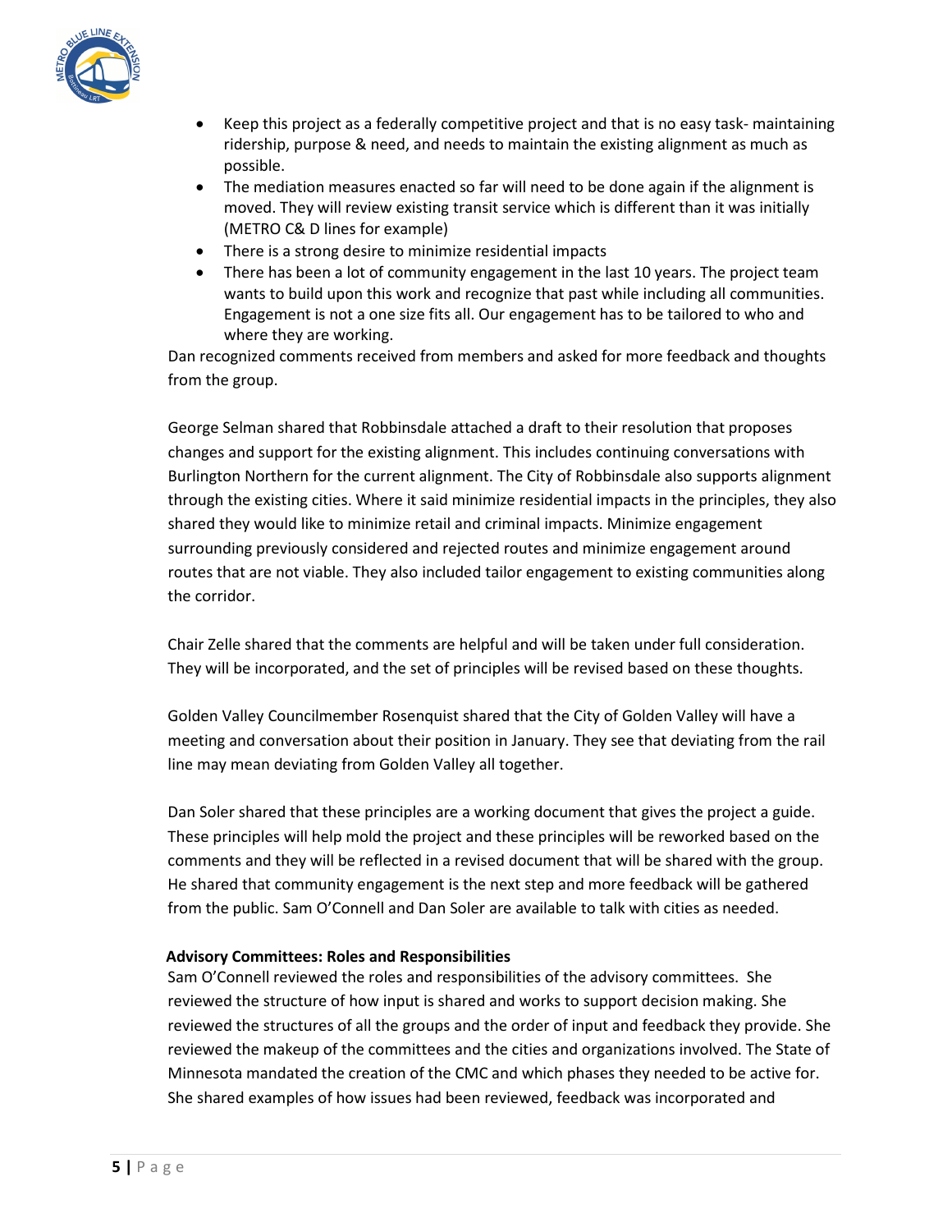- Keep this project as a federally competitive project and that is no easy task- maintaining ridership, purpose & need, and needs to maintain the existing alignment as much as possible.
- The mediation measures enacted so far will need to be done again if the alignment is moved. They will review existing transit service which is different than it was initially (METRO C& D lines for example)
- There is a strong desire to minimize residential impacts
- There has been a lot of community engagement in the last 10 years. The project team wants to build upon this work and recognize that past while including all communities. Engagement is not a one size fits all. Our engagement has to be tailored to who and where they are working.

Dan recognized comments received from members and asked for more feedback and thoughts from the group.

George Selman shared that Robbinsdale attached a draft to their resolution that proposes changes and support for the existing alignment. This includes continuing conversations with Burlington Northern for the current alignment. The City of Robbinsdale also supports alignment through the existing cities. Where it said minimize residential impacts in the principles, they also shared they would like to minimize retail and criminal impacts. Minimize engagement surrounding previously considered and rejected routes and minimize engagement around routes that are not viable. They also included tailor engagement to existing communities along the corridor.

Chair Zelle shared that the comments are helpful and will be taken under full consideration. They will be incorporated, and the set of principles will be revised based on these thoughts.

Golden Valley Councilmember Rosenquist shared that the City of Golden Valley will have a meeting and conversation about their position in January. They see that deviating from the rail line may mean deviating from Golden Valley all together.

Dan Soler shared that these principles are a working document that gives the project a guide. These principles will help mold the project and these principles will be reworked based on the comments and they will be reflected in a revised document that will be shared with the group. He shared that community engagement is the next step and more feedback will be gathered from the public. Sam O'Connell and Dan Soler are available to talk with cities as needed.

**Advisory Committees: Roles and Responsibilities**

Sam O'Connell reviewed the roles and responsibilities of the advisory committees. She reviewed the structure of how input is shared and works to support decision making. She reviewed the structures of all the groups and the order of input and feedback they provide. She reviewed the makeup of the committees and the cities and organizations involved. The State of Minnesota mandated the creation of the CMC and which phases they needed to be active for. She shared examples of how issues had been reviewed, feedback was incorporated and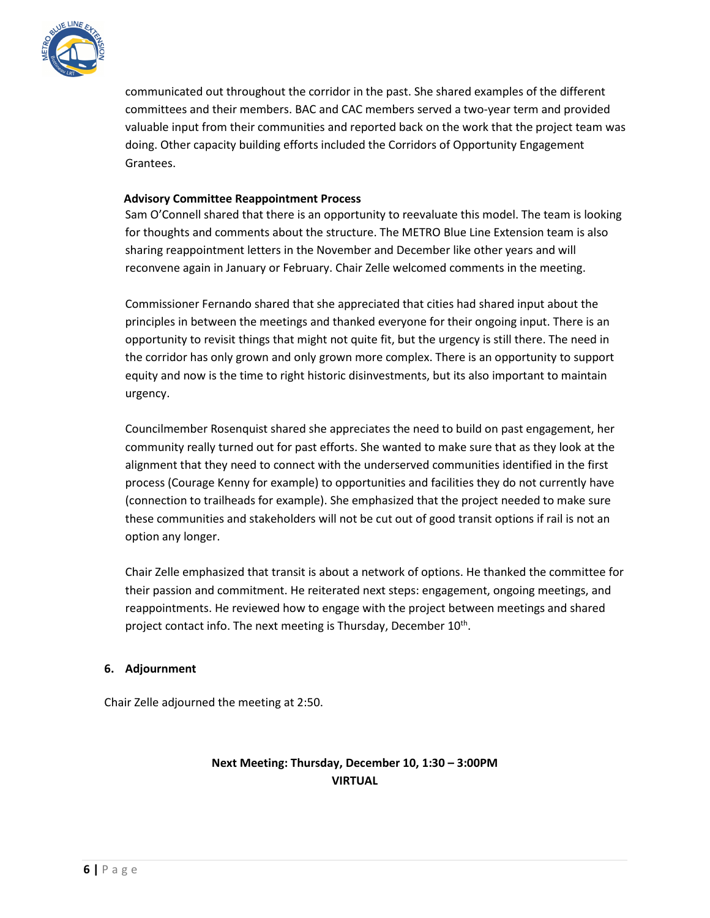communicated out throughout the corridor in the past. She shared examples of the different committees and their members. BAC and CAC members served a two-year term and provided valuable input from their communities and reported back on the work that the project team was doing. Other capacity building efforts included the Corridors of Opportunity Engagement Grantees.

**Advisory Committee Reappointment Process**

Sam O'Connell shared that there is an opportunity to reevaluate this model. The team is looking for thoughts and comments about the structure. The METRO Blue Line Extension team is also sharing reappointment letters in the November and December like other years and will reconvene again in January or February. Chair Zelle welcomed comments in the meeting.

Commissioner Fernando shared that she appreciated that cities had shared input about the principles in between the meetings and thanked everyone for their ongoing input. There is an opportunity to revisit things that might not quite fit, but the urgency is still there. The need in the corridor has only grown and only grown more complex. There is an opportunity to support equity and now is the time to right historic disinvestments, but its also important to maintain urgency.

Councilmember Rosenquist shared she appreciates the need to build on past engagement, her community really turned out for past efforts. She wanted to make sure that as they look at the alignment that they need to connect with the underserved communities identified in the first process (Courage Kenny for example) to opportunities and facilities they do not currently have (connection to trailheads for example). She emphasized that the project needed to make sure these communities and stakeholders will not be cut out of good transit options if rail is not an option any longer.

Chair Zelle emphasized that transit is about a network of options. He thanked the committee for their passion and commitment. He reiterated next steps: engagement, ongoing meetings, and reappointments. He reviewed how to engage with the project between meetings and shared project contact info. The next meeting is Thursday, December 10th.

## 6. Adjournment

Chair Zelle adjourned the meeting at 2:50.

**Next Meeting: Thursday, December 10, 1:30 – 3:00PM**
**VIRTUAL**